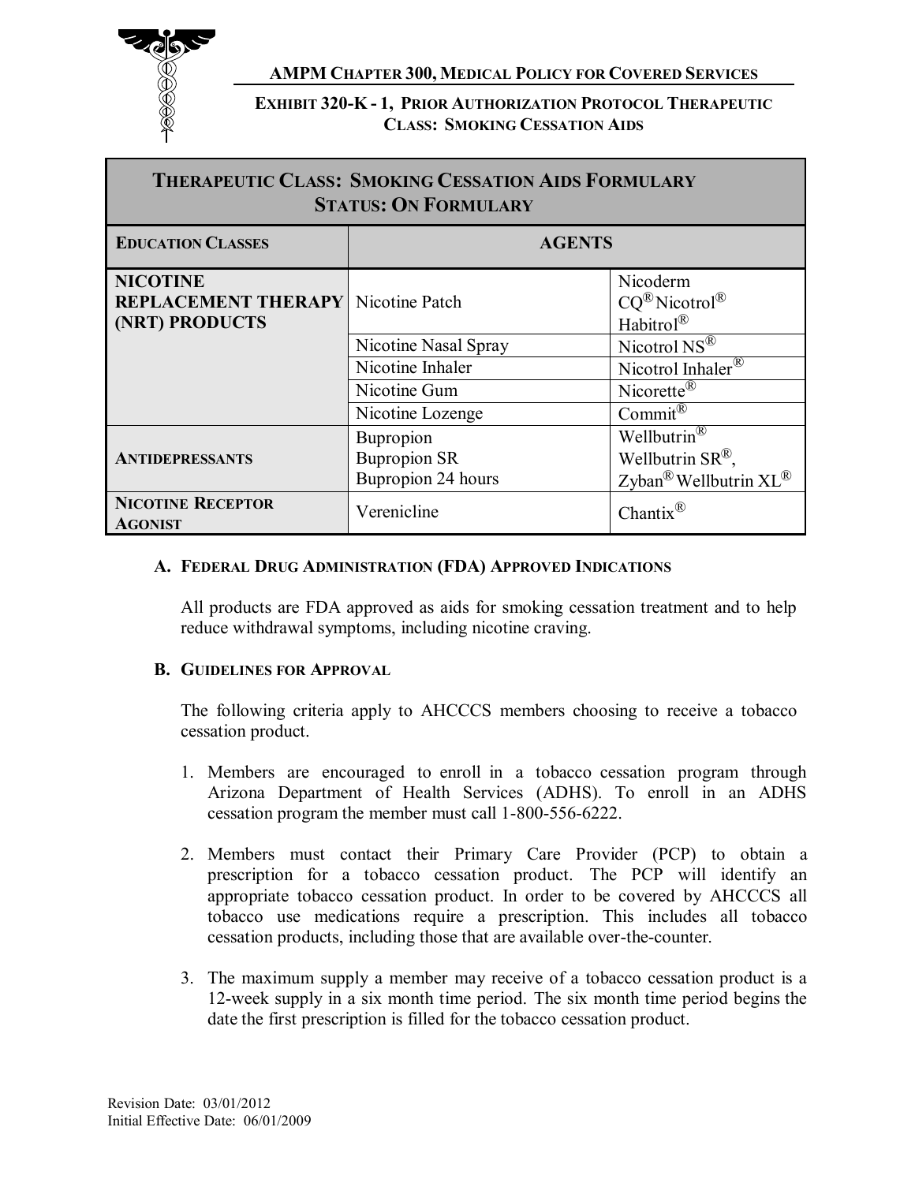**AMPM CHAPTER 300, MEDICAL POLICY FOR COVERED SERVICES**

**EXHIBIT 320-K - 1, PRIOR AUTHORIZATION PROTOCOL THERAPEUTIC CLASS: SMOKING CESSATION AIDS**

| **THERAPEUTIC CLASS: SMOKING CESSATION AIDS FORMULARY STATUS: ON FORMULARY** | | |
|---|---|---|
| **EDUCATION CLASSES** | **AGENTS** | |
| **NICOTINE REPLACEMENT THERAPY (NRT) PRODUCTS** | Nicotine Patch | Nicoderm CQ® Nicotrol® Habitrol® |
| | Nicotine Nasal Spray | Nicotrol NS® |
| | Nicotine Inhaler | Nicotrol Inhaler® |
| | Nicotine Gum | Nicorette® |
| | Nicotine Lozenge | Commit® |
| **ANTIDEPRESSANTS** | Bupropion<br>Bupropion SR<br>Bupropion 24 hours | Wellbutrin®<br>Wellbutrin SR®,<br>Zyban® Wellbutrin XL® |
| **NICOTINE RECEPTOR AGONIST** | Verenicline | Chantix® |

## A. FEDERAL DRUG ADMINISTRATION (FDA) APPROVED INDICATIONS

All products are FDA approved as aids for smoking cessation treatment and to help reduce withdrawal symptoms, including nicotine craving.

## B. GUIDELINES FOR APPROVAL

The following criteria apply to AHCCCS members choosing to receive a tobacco cessation product.

1. Members are encouraged to enroll in a tobacco cessation program through Arizona Department of Health Services (ADHS). To enroll in an ADHS cessation program the member must call 1-800-556-6222.

2. Members must contact their Primary Care Provider (PCP) to obtain a prescription for a tobacco cessation product. The PCP will identify an appropriate tobacco cessation product. In order to be covered by AHCCCS all tobacco use medications require a prescription. This includes all tobacco cessation products, including those that are available over-the-counter.

3. The maximum supply a member may receive of a tobacco cessation product is a 12-week supply in a six month time period. The six month time period begins the date the first prescription is filled for the tobacco cessation product.

Revision Date: 03/01/2012
Initial Effective Date: 06/01/2009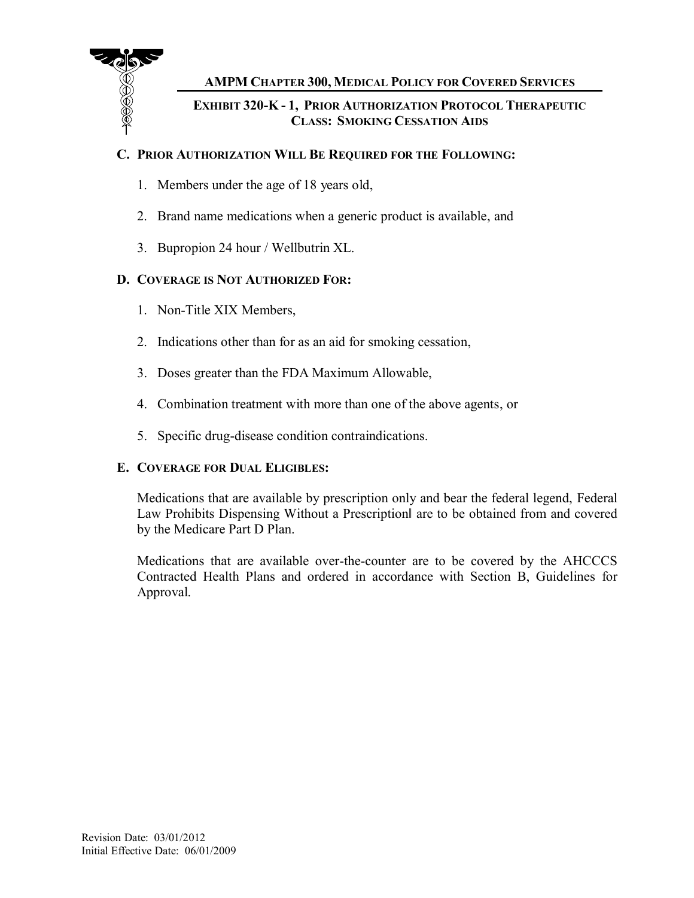### C. Prior Authorization Will Be Required for the Following:

1. Members under the age of 18 years old,
2. Brand name medications when a generic product is available, and
3. Bupropion 24 hour / Wellbutrin XL.

### D. Coverage is Not Authorized For:

1. Non-Title XIX Members,
2. Indications other than for as an aid for smoking cessation,
3. Doses greater than the FDA Maximum Allowable,
4. Combination treatment with more than one of the above agents, or
5. Specific drug-disease condition contraindications.

### E. Coverage for Dual Eligibles:

Medications that are available by prescription only and bear the federal legend, Federal Law Prohibits Dispensing Without a Prescription‖ are to be obtained from and covered by the Medicare Part D Plan.

Medications that are available over-the-counter are to be covered by the AHCCCS Contracted Health Plans and ordered in accordance with Section B, Guidelines for Approval.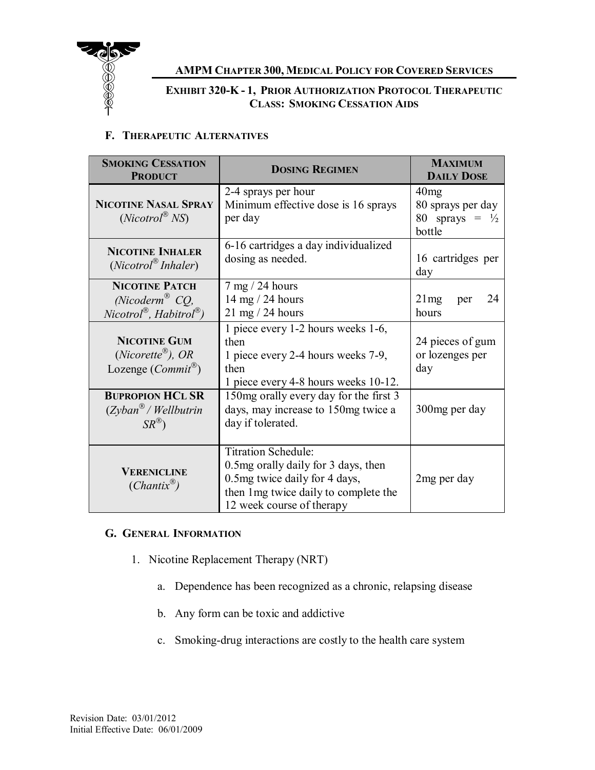## F. Therapeutic Alternatives

| Smoking Cessation Product | Dosing Regimen | Maximum Daily Dose |
|---|---|---|
| **Nicotine Nasal Spray** (*Nicotrol® NS*) | 2-4 sprays per hour<br>Minimum effective dose is 16 sprays per day | 40mg<br>80 sprays per day<br>80 sprays = ½ bottle |
| **Nicotine Inhaler** (*Nicotrol® Inhaler*) | 6-16 cartridges a day individualized dosing as needed. | 16 cartridges per day |
| **Nicotine Patch** *(Nicoderm® CQ, Nicotrol®, Habitrol®)* | 7 mg / 24 hours<br>14 mg / 24 hours<br>21 mg / 24 hours | 21mg per 24 hours |
| **Nicotine Gum** (*Nicorette®), OR* Lozenge (*Commit®*) | 1 piece every 1-2 hours weeks 1-6, then<br>1 piece every 2-4 hours weeks 7-9, then<br>1 piece every 4-8 hours weeks 10-12. | 24 pieces of gum or lozenges per day |
| **Bupropion HCl SR** (*Zyban® / Wellbutrin SR®*) | 150mg orally every day for the first 3 days, may increase to 150mg twice a day if tolerated. | 300mg per day |
| **Verenicline** (*Chantix®)* | Titration Schedule:<br>0.5mg orally daily for 3 days, then<br>0.5mg twice daily for 4 days,<br>then 1mg twice daily to complete the 12 week course of therapy | 2mg per day |

## G. General Information

1. Nicotine Replacement Therapy (NRT)

   a. Dependence has been recognized as a chronic, relapsing disease

   b. Any form can be toxic and addictive

   c. Smoking-drug interactions are costly to the health care system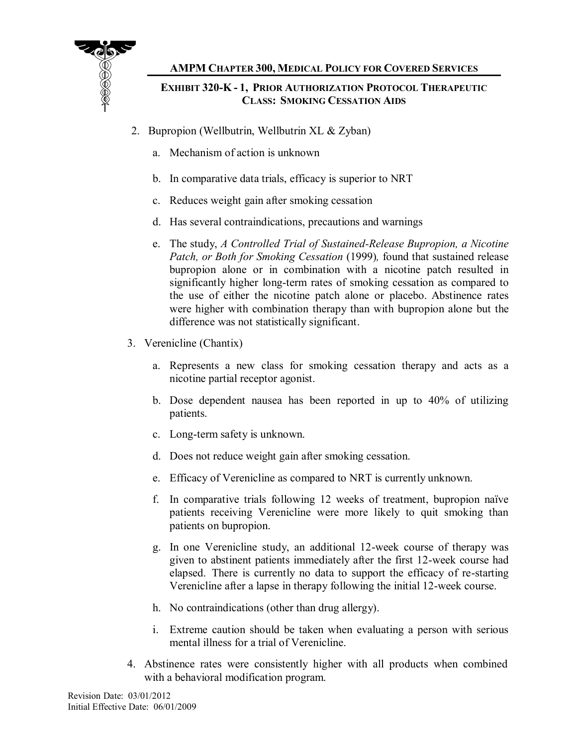2. Bupropion (Wellbutrin, Wellbutrin XL & Zyban)

    a. Mechanism of action is unknown

    b. In comparative data trials, efficacy is superior to NRT

    c. Reduces weight gain after smoking cessation

    d. Has several contraindications, precautions and warnings

    e. The study, *A Controlled Trial of Sustained-Release Bupropion, a Nicotine Patch, or Both for Smoking Cessation* (1999)*,* found that sustained release bupropion alone or in combination with a nicotine patch resulted in significantly higher long-term rates of smoking cessation as compared to the use of either the nicotine patch alone or placebo. Abstinence rates were higher with combination therapy than with bupropion alone but the difference was not statistically significant.

3. Verenicline (Chantix)

    a. Represents a new class for smoking cessation therapy and acts as a nicotine partial receptor agonist.

    b. Dose dependent nausea has been reported in up to 40% of utilizing patients.

    c. Long-term safety is unknown.

    d. Does not reduce weight gain after smoking cessation.

    e. Efficacy of Verenicline as compared to NRT is currently unknown.

    f. In comparative trials following 12 weeks of treatment, bupropion naïve patients receiving Verenicline were more likely to quit smoking than patients on bupropion.

    g. In one Verenicline study, an additional 12-week course of therapy was given to abstinent patients immediately after the first 12-week course had elapsed. There is currently no data to support the efficacy of re-starting Verenicline after a lapse in therapy following the initial 12-week course.

    h. No contraindications (other than drug allergy).

    i. Extreme caution should be taken when evaluating a person with serious mental illness for a trial of Verenicline.

4. Abstinence rates were consistently higher with all products when combined with a behavioral modification program.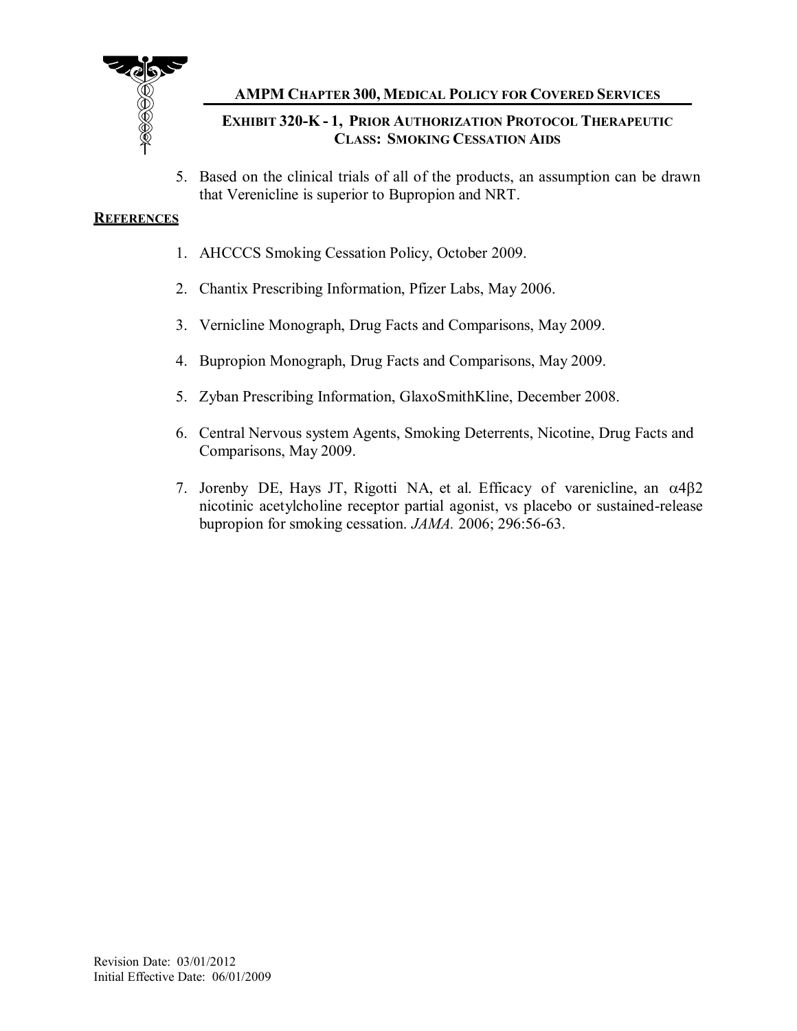5. Based on the clinical trials of all of the products, an assumption can be drawn that Verenicline is superior to Bupropion and NRT.

**REFERENCES**

1. AHCCCS Smoking Cessation Policy, October 2009.

2. Chantix Prescribing Information, Pfizer Labs, May 2006.

3. Vernicline Monograph, Drug Facts and Comparisons, May 2009.

4. Bupropion Monograph, Drug Facts and Comparisons, May 2009.

5. Zyban Prescribing Information, GlaxoSmithKline, December 2008.

6. Central Nervous system Agents, Smoking Deterrents, Nicotine, Drug Facts and Comparisons, May 2009.

7. Jorenby DE, Hays JT, Rigotti NA, et al. Efficacy of varenicline, an $\alpha4\beta2$ nicotinic acetylcholine receptor partial agonist, vs placebo or sustained-release bupropion for smoking cessation. *JAMA.* 2006; 296:56-63.